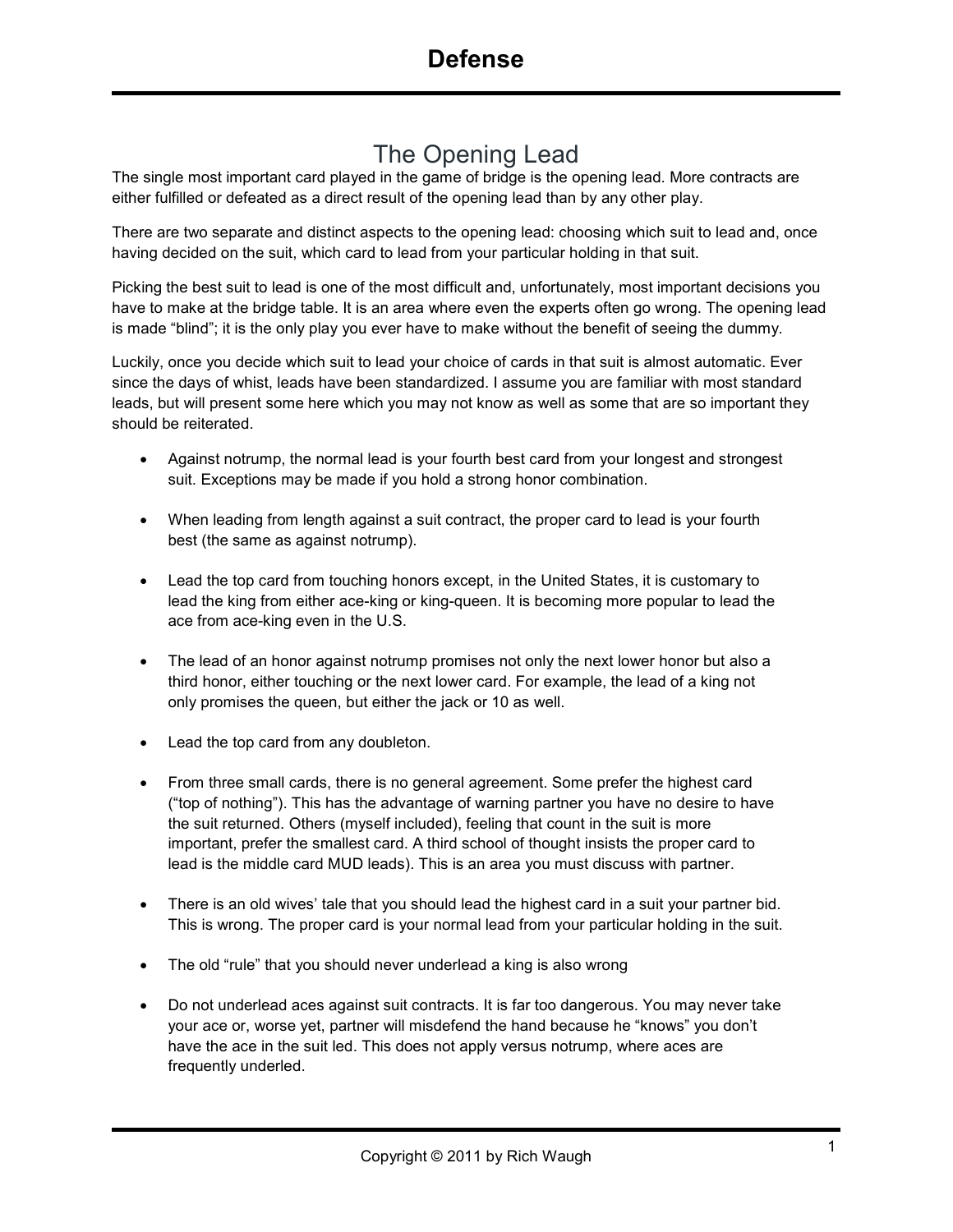# Defense

## The Opening Lead

The single most important card played in the game of bridge is the opening lead. More contracts are either fulfilled or defeated as a direct result of the opening lead than by any other play.

There are two separate and distinct aspects to the opening lead: choosing which suit to lead and, once having decided on the suit, which card to lead from your particular holding in that suit.

Picking the best suit to lead is one of the most difficult and, unfortunately, most important decisions you have to make at the bridge table. It is an area where even the experts often go wrong. The opening lead is made "blind"; it is the only play you ever have to make without the benefit of seeing the dummy.

Luckily, once you decide which suit to lead your choice of cards in that suit is almost automatic. Ever since the days of whist, leads have been standardized. I assume you are familiar with most standard leads, but will present some here which you may not know as well as some that are so important they should be reiterated.

- Against notrump, the normal lead is your fourth best card from your longest and strongest suit. Exceptions may be made if you hold a strong honor combination.
- When leading from length against a suit contract, the proper card to lead is your fourth best (the same as against notrump).
- Lead the top card from touching honors except, in the United States, it is customary to lead the king from either ace-king or king-queen. It is becoming more popular to lead the ace from ace-king even in the U.S.
- The lead of an honor against notrump promises not only the next lower honor but also a third honor, either touching or the next lower card. For example, the lead of a king not only promises the queen, but either the jack or 10 as well.
- Lead the top card from any doubleton.
- From three small cards, there is no general agreement. Some prefer the highest card ("top of nothing"). This has the advantage of warning partner you have no desire to have the suit returned. Others (myself included), feeling that count in the suit is more important, prefer the smallest card. A third school of thought insists the proper card to lead is the middle card MUD leads). This is an area you must discuss with partner.
- There is an old wives' tale that you should lead the highest card in a suit your partner bid. This is wrong. The proper card is your normal lead from your particular holding in the suit.
- The old "rule" that you should never underlead a king is also wrong
- Do not underlead aces against suit contracts. It is far too dangerous. You may never take your ace or, worse yet, partner will misdefend the hand because he "knows" you don't have the ace in the suit led. This does not apply versus notrump, where aces are frequently underled.

Copyright © 2011 by Rich Waugh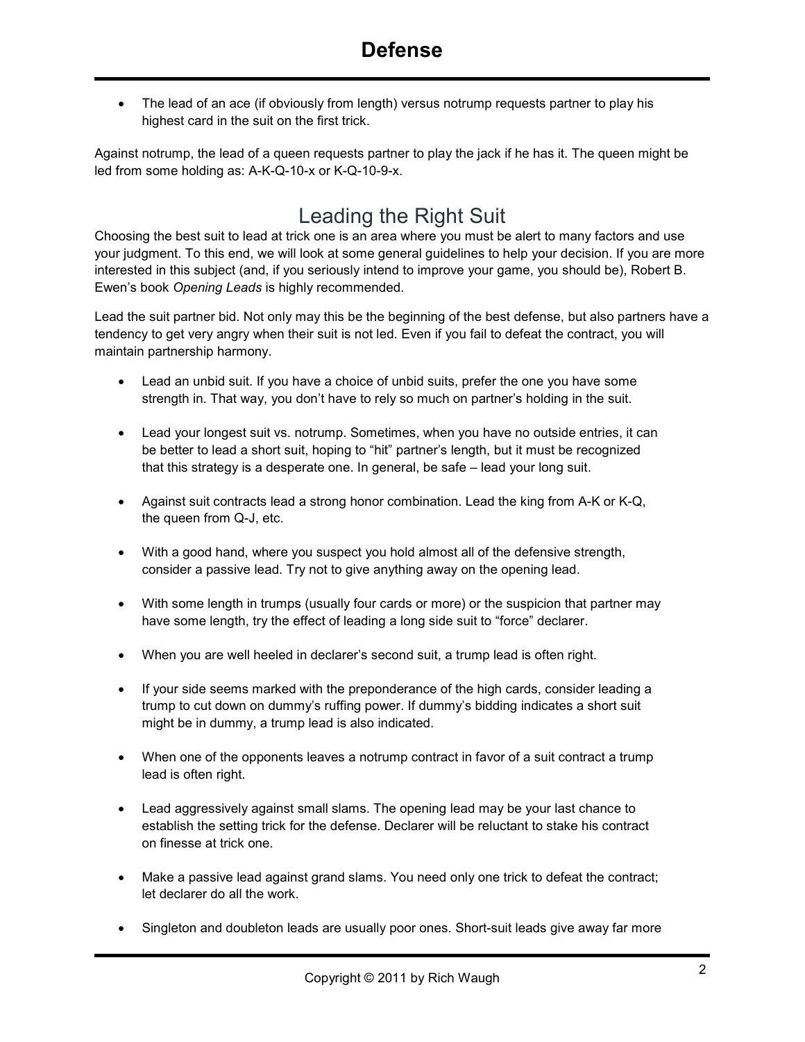- The lead of an ace (if obviously from length) versus notrump requests partner to play his highest card in the suit on the first trick.

Against notrump, the lead of a queen requests partner to play the jack if he has it. The queen might be led from some holding as: A-K-Q-10-x or K-Q-10-9-x.

## Leading the Right Suit

Choosing the best suit to lead at trick one is an area where you must be alert to many factors and use your judgment. To this end, we will look at some general guidelines to help your decision. If you are more interested in this subject (and, if you seriously intend to improve your game, you should be), Robert B. Ewen's book *Opening Leads* is highly recommended.

Lead the suit partner bid. Not only may this be the beginning of the best defense, but also partners have a tendency to get very angry when their suit is not led. Even if you fail to defeat the contract, you will maintain partnership harmony.

- Lead an unbid suit. If you have a choice of unbid suits, prefer the one you have some strength in. That way, you don't have to rely so much on partner's holding in the suit.
- Lead your longest suit vs. notrump. Sometimes, when you have no outside entries, it can be better to lead a short suit, hoping to "hit" partner's length, but it must be recognized that this strategy is a desperate one. In general, be safe – lead your long suit.
- Against suit contracts lead a strong honor combination. Lead the king from A-K or K-Q, the queen from Q-J, etc.
- With a good hand, where you suspect you hold almost all of the defensive strength, consider a passive lead. Try not to give anything away on the opening lead.
- With some length in trumps (usually four cards or more) or the suspicion that partner may have some length, try the effect of leading a long side suit to "force" declarer.
- When you are well heeled in declarer's second suit, a trump lead is often right.
- If your side seems marked with the preponderance of the high cards, consider leading a trump to cut down on dummy's ruffing power. If dummy's bidding indicates a short suit might be in dummy, a trump lead is also indicated.
- When one of the opponents leaves a notrump contract in favor of a suit contract a trump lead is often right.
- Lead aggressively against small slams. The opening lead may be your last chance to establish the setting trick for the defense. Declarer will be reluctant to stake his contract on finesse at trick one.
- Make a passive lead against grand slams. You need only one trick to defeat the contract; let declarer do all the work.
- Singleton and doubleton leads are usually poor ones. Short-suit leads give away far more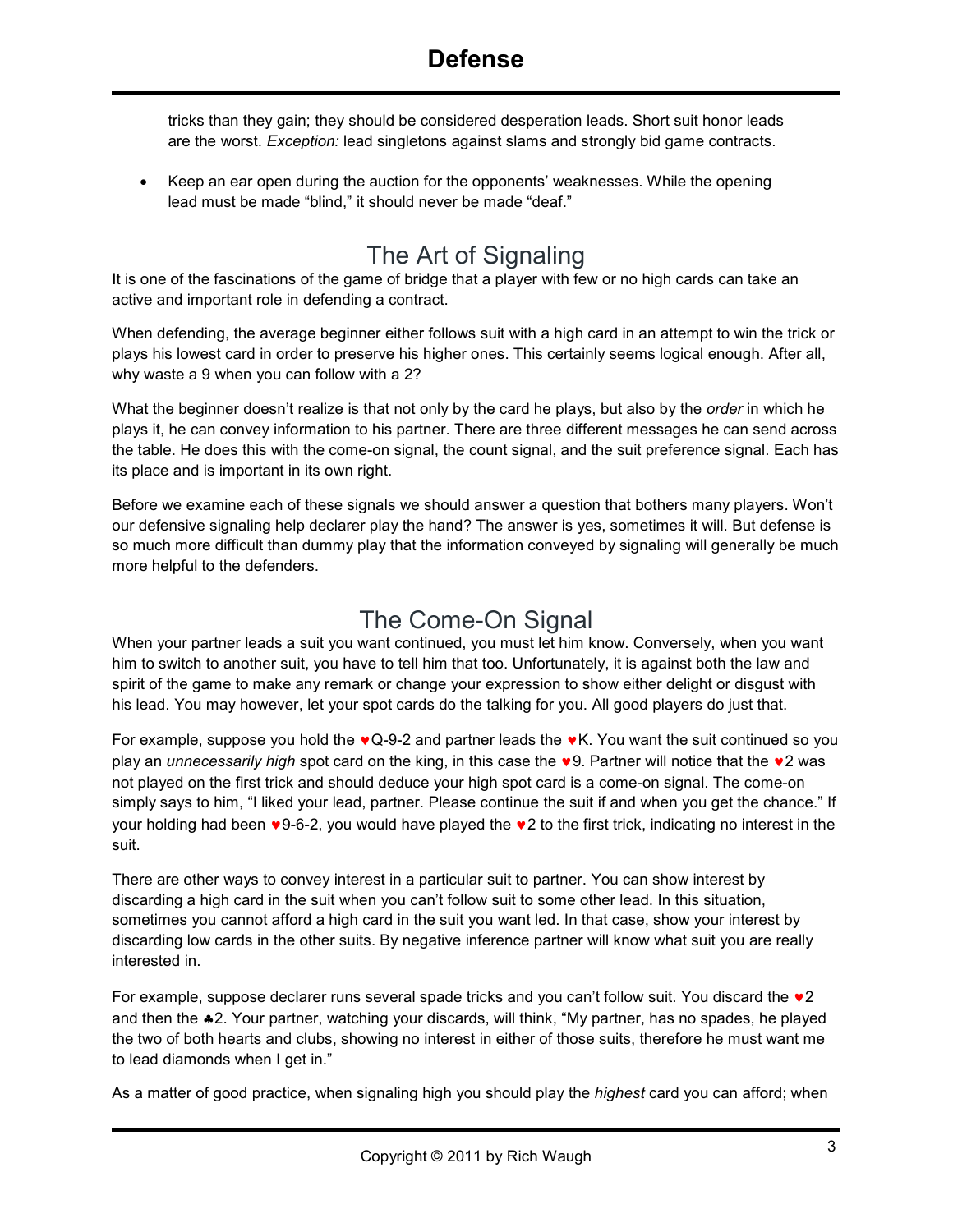tricks than they gain; they should be considered desperation leads. Short suit honor leads are the worst. *Exception:* lead singletons against slams and strongly bid game contracts.

- Keep an ear open during the auction for the opponents' weaknesses. While the opening lead must be made "blind," it should never be made "deaf."

## The Art of Signaling

It is one of the fascinations of the game of bridge that a player with few or no high cards can take an active and important role in defending a contract.

When defending, the average beginner either follows suit with a high card in an attempt to win the trick or plays his lowest card in order to preserve his higher ones. This certainly seems logical enough. After all, why waste a 9 when you can follow with a 2?

What the beginner doesn't realize is that not only by the card he plays, but also by the *order* in which he plays it, he can convey information to his partner. There are three different messages he can send across the table. He does this with the come-on signal, the count signal, and the suit preference signal. Each has its place and is important in its own right.

Before we examine each of these signals we should answer a question that bothers many players. Won't our defensive signaling help declarer play the hand? The answer is yes, sometimes it will. But defense is so much more difficult than dummy play that the information conveyed by signaling will generally be much more helpful to the defenders.

## The Come-On Signal

When your partner leads a suit you want continued, you must let him know. Conversely, when you want him to switch to another suit, you have to tell him that too. Unfortunately, it is against both the law and spirit of the game to make any remark or change your expression to show either delight or disgust with his lead. You may however, let your spot cards do the talking for you. All good players do just that.

For example, suppose you hold the ♥Q-9-2 and partner leads the ♥K. You want the suit continued so you play an *unnecessarily high* spot card on the king, in this case the ♥9. Partner will notice that the ♥2 was not played on the first trick and should deduce your high spot card is a come-on signal. The come-on simply says to him, "I liked your lead, partner. Please continue the suit if and when you get the chance." If your holding had been ♥9-6-2, you would have played the ♥2 to the first trick, indicating no interest in the suit.

There are other ways to convey interest in a particular suit to partner. You can show interest by discarding a high card in the suit when you can't follow suit to some other lead. In this situation, sometimes you cannot afford a high card in the suit you want led. In that case, show your interest by discarding low cards in the other suits. By negative inference partner will know what suit you are really interested in.

For example, suppose declarer runs several spade tricks and you can't follow suit. You discard the ♥2 and then the ♣2. Your partner, watching your discards, will think, "My partner, has no spades, he played the two of both hearts and clubs, showing no interest in either of those suits, therefore he must want me to lead diamonds when I get in."

As a matter of good practice, when signaling high you should play the *highest* card you can afford; when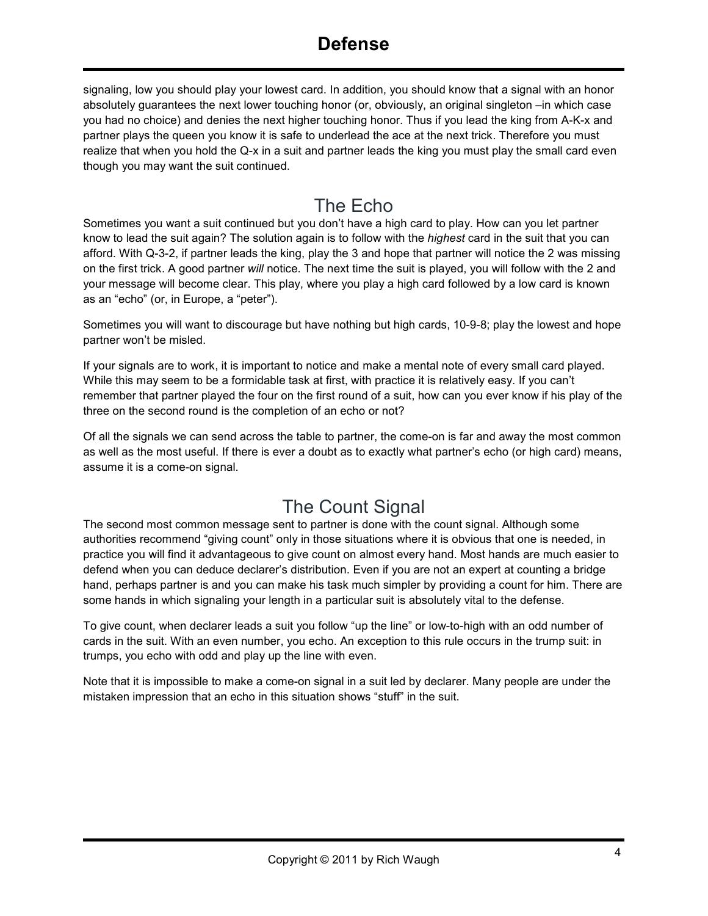signaling, low you should play your lowest card. In addition, you should know that a signal with an honor absolutely guarantees the next lower touching honor (or, obviously, an original singleton –in which case you had no choice) and denies the next higher touching honor. Thus if you lead the king from A-K-x and partner plays the queen you know it is safe to underlead the ace at the next trick. Therefore you must realize that when you hold the Q-x in a suit and partner leads the king you must play the small card even though you may want the suit continued.

## The Echo

Sometimes you want a suit continued but you don't have a high card to play. How can you let partner know to lead the suit again? The solution again is to follow with the *highest* card in the suit that you can afford. With Q-3-2, if partner leads the king, play the 3 and hope that partner will notice the 2 was missing on the first trick. A good partner *will* notice. The next time the suit is played, you will follow with the 2 and your message will become clear. This play, where you play a high card followed by a low card is known as an "echo" (or, in Europe, a "peter").

Sometimes you will want to discourage but have nothing but high cards, 10-9-8; play the lowest and hope partner won't be misled.

If your signals are to work, it is important to notice and make a mental note of every small card played. While this may seem to be a formidable task at first, with practice it is relatively easy. If you can't remember that partner played the four on the first round of a suit, how can you ever know if his play of the three on the second round is the completion of an echo or not?

Of all the signals we can send across the table to partner, the come-on is far and away the most common as well as the most useful. If there is ever a doubt as to exactly what partner's echo (or high card) means, assume it is a come-on signal.

## The Count Signal

The second most common message sent to partner is done with the count signal. Although some authorities recommend "giving count" only in those situations where it is obvious that one is needed, in practice you will find it advantageous to give count on almost every hand. Most hands are much easier to defend when you can deduce declarer's distribution. Even if you are not an expert at counting a bridge hand, perhaps partner is and you can make his task much simpler by providing a count for him. There are some hands in which signaling your length in a particular suit is absolutely vital to the defense.

To give count, when declarer leads a suit you follow "up the line" or low-to-high with an odd number of cards in the suit. With an even number, you echo. An exception to this rule occurs in the trump suit: in trumps, you echo with odd and play up the line with even.

Note that it is impossible to make a come-on signal in a suit led by declarer. Many people are under the mistaken impression that an echo in this situation shows "stuff" in the suit.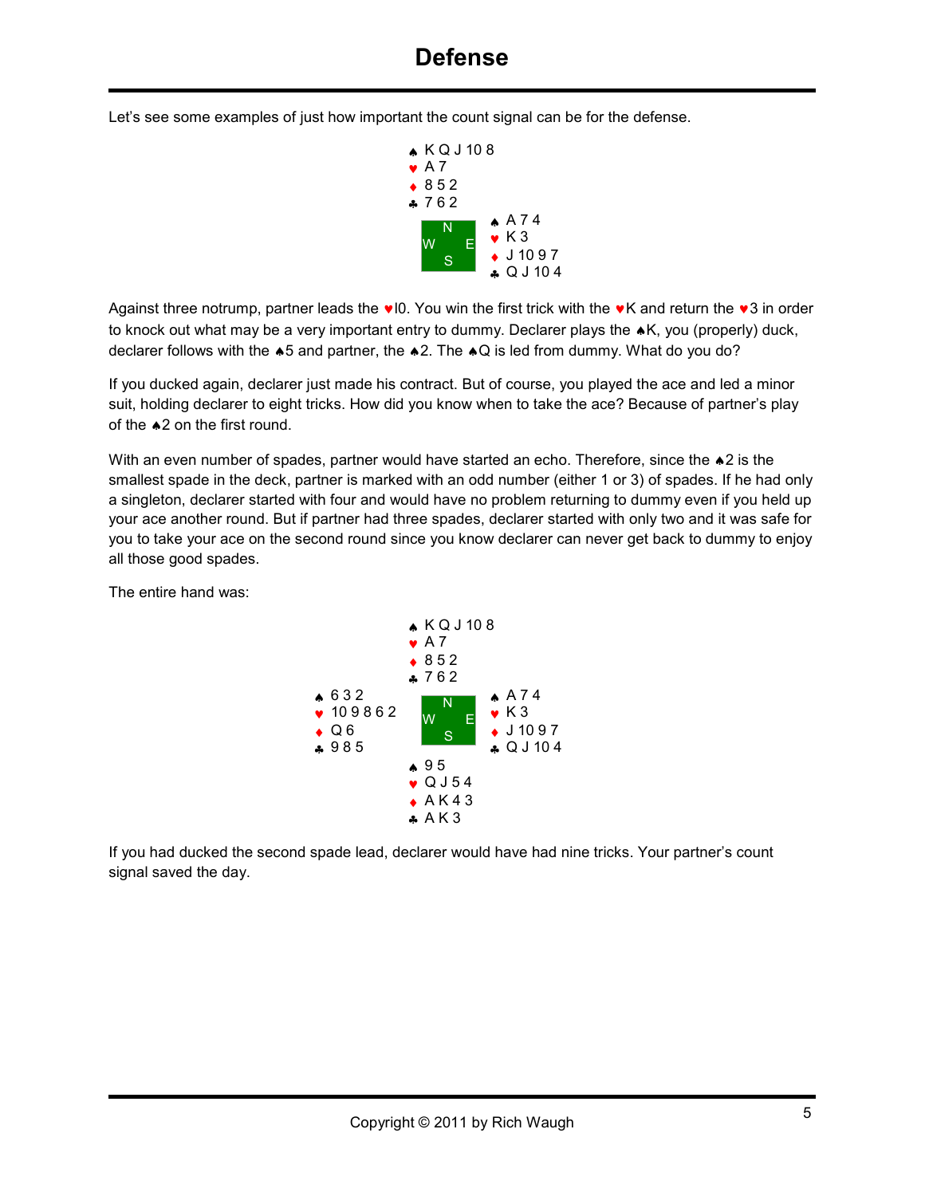# Defense

Let's see some examples of just how important the count signal can be for the defense.

```
            ♠ K Q J 10 8
            ♥ A 7
            ♦ 8 5 2
            ♣ 7 6 2
                         ♠ A 7 4
               N         ♥ K 3
             W   E       ♦ J 10 9 7
               S         ♣ Q J 10 4
```

Against three notrump, partner leads the ♥10. You win the first trick with the ♥K and return the ♥3 in order to knock out what may be a very important entry to dummy. Declarer plays the ♠K, you (properly) duck, declarer follows with the ♠5 and partner, the ♠2. The ♠Q is led from dummy. What do you do?

If you ducked again, declarer just made his contract. But of course, you played the ace and led a minor suit, holding declarer to eight tricks. How did you know when to take the ace? Because of partner's play of the ♠2 on the first round.

With an even number of spades, partner would have started an echo. Therefore, since the ♠2 is the smallest spade in the deck, partner is marked with an odd number (either 1 or 3) of spades. If he had only a singleton, declarer started with four and would have no problem returning to dummy even if you held up your ace another round. But if partner had three spades, declarer started with only two and it was safe for you to take your ace on the second round since you know declarer can never get back to dummy to enjoy all those good spades.

The entire hand was:

```
                  ♠ K Q J 10 8
                  ♥ A 7
                  ♦ 8 5 2
                  ♣ 7 6 2
♠ 6 3 2                        ♠ A 7 4
♥ 10 9 8 6 2         N         ♥ K 3
♦ Q 6              W   E       ♦ J 10 9 7
♣ 9 8 5              S         ♣ Q J 10 4
                  ♠ 9 5
                  ♥ Q J 5 4
                  ♦ A K 4 3
                  ♣ A K 3
```

If you had ducked the second spade lead, declarer would have had nine tricks. Your partner's count signal saved the day.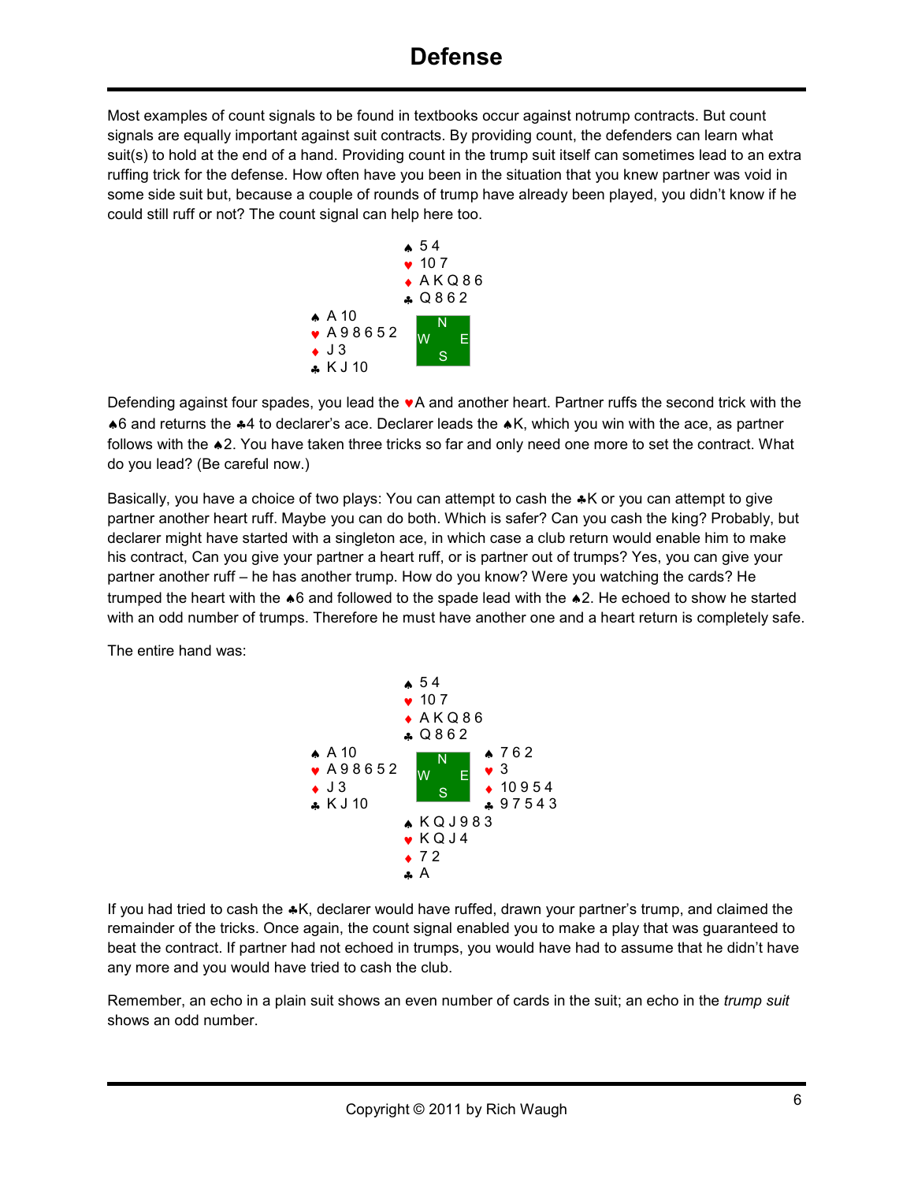# Defense

Most examples of count signals to be found in textbooks occur against notrump contracts. But count signals are equally important against suit contracts. By providing count, the defenders can learn what suit(s) to hold at the end of a hand. Providing count in the trump suit itself can sometimes lead to an extra ruffing trick for the defense. How often have you been in the situation that you knew partner was void in some side suit but, because a couple of rounds of trump have already been played, you didn't know if he could still ruff or not? The count signal can help here too.

```
              ♠ 5 4
              ♥ 10 7
              ♦ A K Q 8 6
              ♣ Q 8 6 2
♠ A 10
♥ A 9 8 6 5 2       N
♦ J 3            W     E
♣ K J 10            S
```

Defending against four spades, you lead the ♥A and another heart. Partner ruffs the second trick with the ♠6 and returns the ♣4 to declarer's ace. Declarer leads the ♠K, which you win with the ace, as partner follows with the ♠2. You have taken three tricks so far and only need one more to set the contract. What do you lead? (Be careful now.)

Basically, you have a choice of two plays: You can attempt to cash the ♣K or you can attempt to give partner another heart ruff. Maybe you can do both. Which is safer? Can you cash the king? Probably, but declarer might have started with a singleton ace, in which case a club return would enable him to make his contract, Can you give your partner a heart ruff, or is partner out of trumps? Yes, you can give your partner another ruff – he has another trump. How do you know? Were you watching the cards? He trumped the heart with the ♠6 and followed to the spade lead with the ♠2. He echoed to show he started with an odd number of trumps. Therefore he must have another one and a heart return is completely safe.

The entire hand was:

```
              ♠ 5 4
              ♥ 10 7
              ♦ A K Q 8 6
              ♣ Q 8 6 2
♠ A 10                    ♠ 7 6 2
♥ A 9 8 6 5 2       N     ♥ 3
♦ J 3            W     E  ♦ 10 9 5 4
♣ K J 10            S     ♣ 9 7 5 4 3
              ♠ K Q J 9 8 3
              ♥ K Q J 4
              ♦ 7 2
              ♣ A
```

If you had tried to cash the ♣K, declarer would have ruffed, drawn your partner's trump, and claimed the remainder of the tricks. Once again, the count signal enabled you to make a play that was guaranteed to beat the contract. If partner had not echoed in trumps, you would have had to assume that he didn't have any more and you would have tried to cash the club.

Remember, an echo in a plain suit shows an even number of cards in the suit; an echo in the *trump suit* shows an odd number.

Copyright © 2011 by Rich Waugh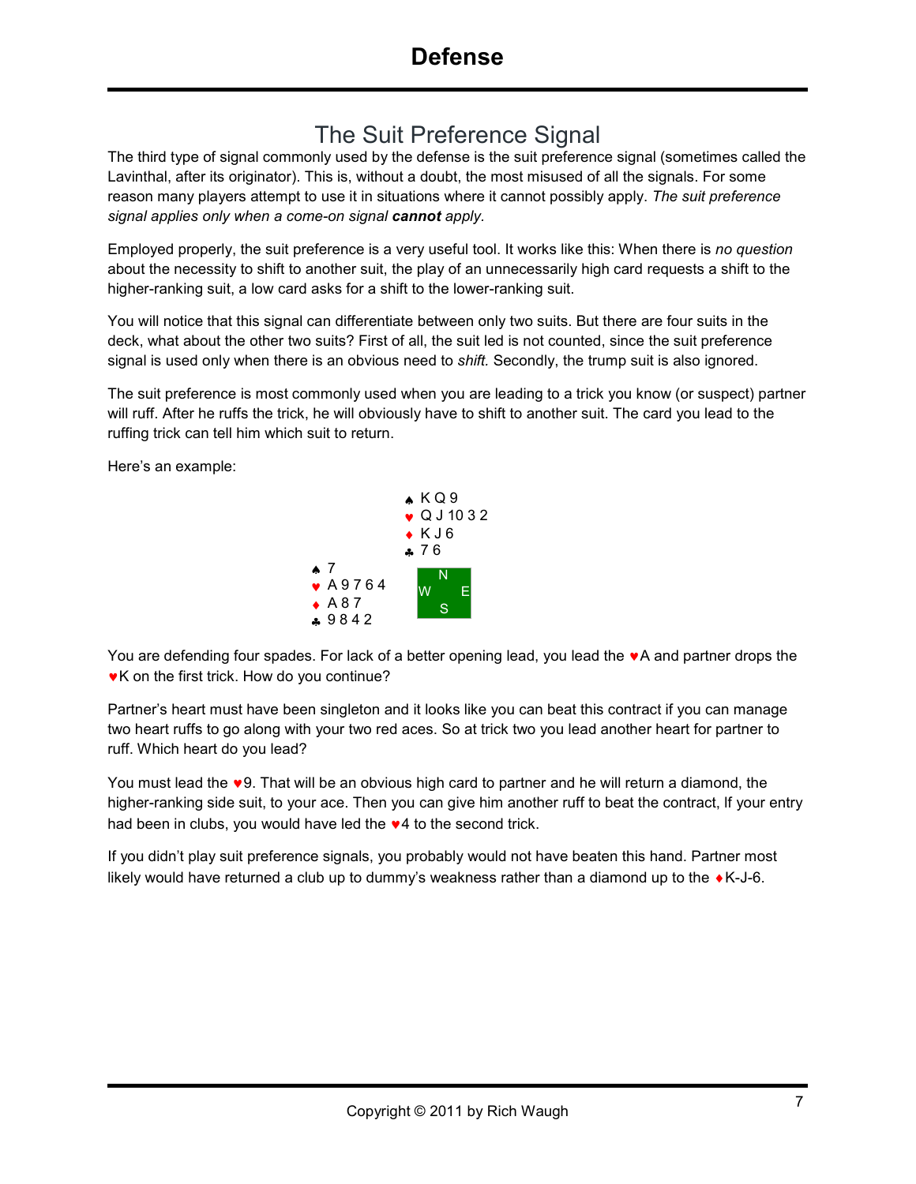# Defense

## The Suit Preference Signal

The third type of signal commonly used by the defense is the suit preference signal (sometimes called the Lavinthal, after its originator). This is, without a doubt, the most misused of all the signals. For some reason many players attempt to use it in situations where it cannot possibly apply. *The suit preference signal applies only when a come-on signal **cannot** apply.*

Employed properly, the suit preference is a very useful tool. It works like this: When there is *no question* about the necessity to shift to another suit, the play of an unnecessarily high card requests a shift to the higher-ranking suit, a low card asks for a shift to the lower-ranking suit.

You will notice that this signal can differentiate between only two suits. But there are four suits in the deck, what about the other two suits? First of all, the suit led is not counted, since the suit preference signal is used only when there is an obvious need to *shift.* Secondly, the trump suit is also ignored.

The suit preference is most commonly used when you are leading to a trick you know (or suspect) partner will ruff. After he ruffs the trick, he will obviously have to shift to another suit. The card you lead to the ruffing trick can tell him which suit to return.

Here's an example:

```
              ♠ K Q 9
              ♥ Q J 10 3 2
              ♦ K J 6
              ♣ 7 6
♠ 7               N
♥ A 9 7 6 4     W   E
♦ A 8 7           S
♣ 9 8 4 2
```

You are defending four spades. For lack of a better opening lead, you lead the ♥A and partner drops the ♥K on the first trick. How do you continue?

Partner's heart must have been singleton and it looks like you can beat this contract if you can manage two heart ruffs to go along with your two red aces. So at trick two you lead another heart for partner to ruff. Which heart do you lead?

You must lead the ♥9. That will be an obvious high card to partner and he will return a diamond, the higher-ranking side suit, to your ace. Then you can give him another ruff to beat the contract, If your entry had been in clubs, you would have led the ♥4 to the second trick.

If you didn't play suit preference signals, you probably would not have beaten this hand. Partner most likely would have returned a club up to dummy's weakness rather than a diamond up to the ♦K-J-6.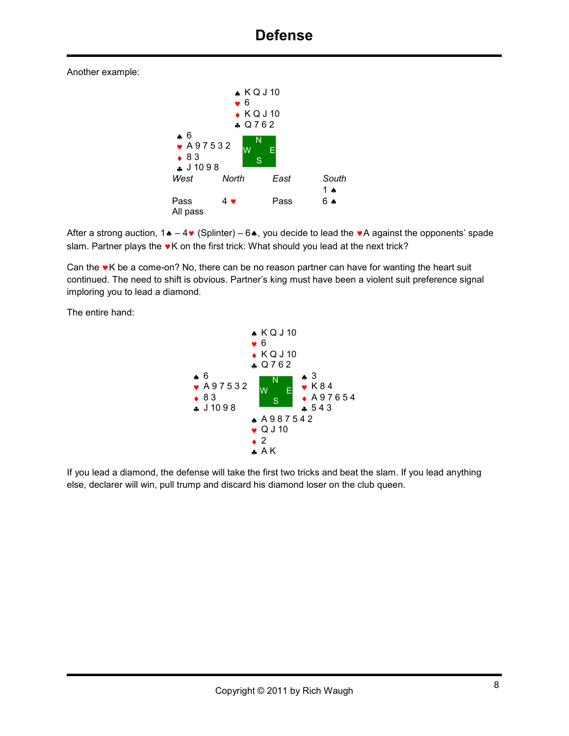# Defense

Another example:

| | North | | |
|---|---|---|---|
| | ♠ K Q J 10 | | |
| | ♥ 6 | | |
| | ♦ K Q J 10 | | |
| | ♣ Q 7 6 2 | | |
| **West** | | | |
| ♠ 6 | | | |
| ♥ A 9 7 5 3 2 | | | |
| ♦ 8 3 | | | |
| ♣ J 10 9 8 | | | |

| *West* | *North* | *East* | *South* |
|---|---|---|---|
| | | | 1 ♠ |
| Pass | 4 ♥ | Pass | 6 ♠ |
| All pass | | | |

After a strong auction, 1♠ – 4♥ (Splinter) – 6♠, you decide to lead the ♥A against the opponents' spade slam. Partner plays the ♥K on the first trick: What should you lead at the next trick?

Can the ♥K be a come-on? No, there can be no reason partner can have for wanting the heart suit continued. The need to shift is obvious. Partner's king must have been a violent suit preference signal imploring you to lead a diamond.

The entire hand:

| West | North | East |
|---|---|---|
| | ♠ K Q J 10 | |
| | ♥ 6 | |
| | ♦ K Q J 10 | |
| | ♣ Q 7 6 2 | |
| ♠ 6 | | ♠ 3 |
| ♥ A 9 7 5 3 2 | | ♥ K 8 4 |
| ♦ 8 3 | | ♦ A 9 7 6 5 4 |
| ♣ J 10 9 8 | | ♣ 5 4 3 |
| | **South** | |
| | ♠ A 9 8 7 5 4 2 | |
| | ♥ Q J 10 | |
| | ♦ 2 | |
| | ♣ A K | |

If you lead a diamond, the defense will take the first two tricks and beat the slam. If you lead anything else, declarer will win, pull trump and discard his diamond loser on the club queen.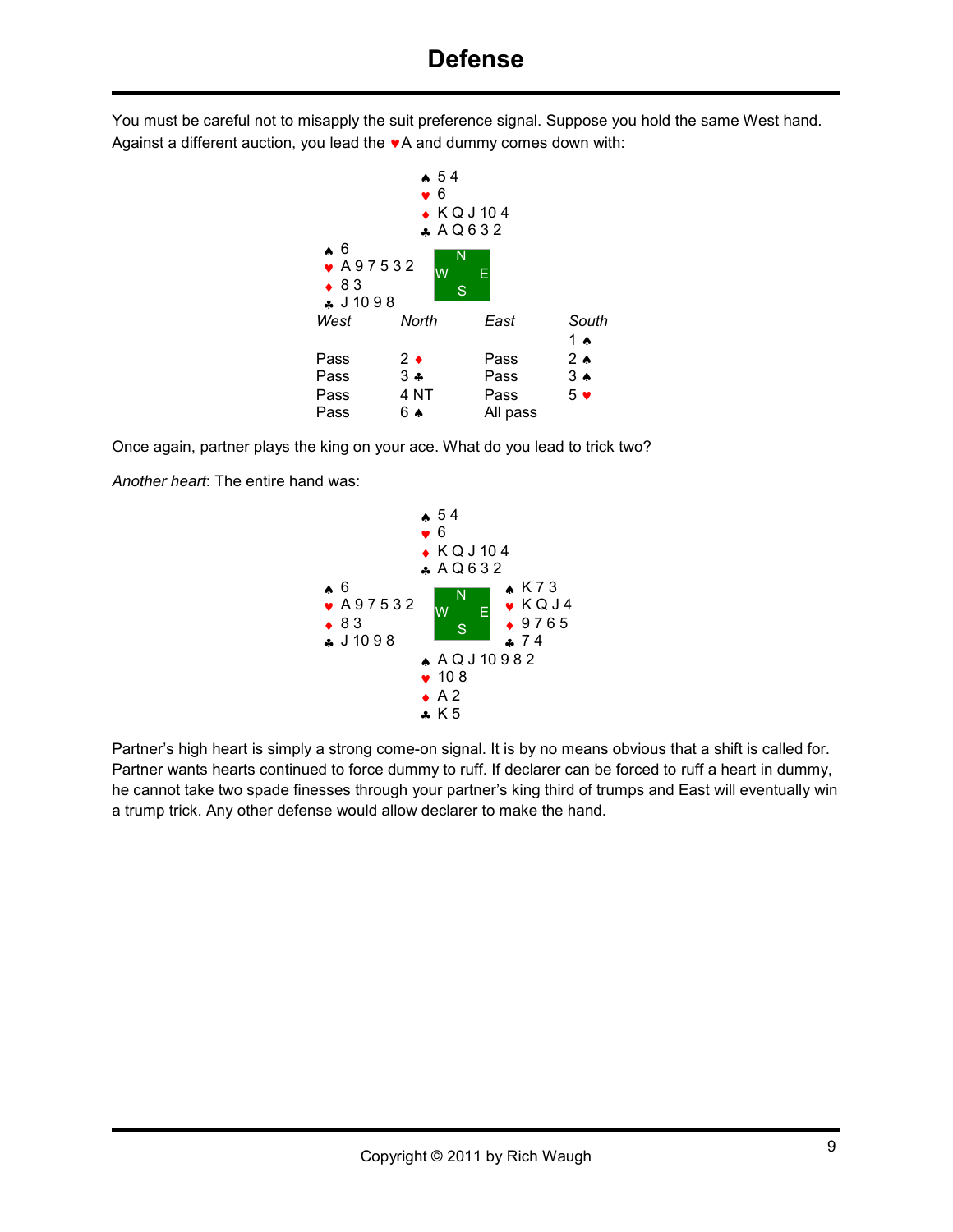# Defense

You must be careful not to misapply the suit preference signal. Suppose you hold the same West hand. Against a different auction, you lead the ♥A and dummy comes down with:

```
              ♠ 5 4
              ♥ 6
              ♦ K Q J 10 4
              ♣ A Q 6 3 2
♠ 6
♥ A 9 7 5 3 2
♦ 8 3
♣ J 10 9 8
```

| West | North | East | South |
|---|---|---|---|
| | | | 1 ♠ |
| Pass | 2 ♦ | Pass | 2 ♠ |
| Pass | 3 ♣ | Pass | 3 ♠ |
| Pass | 4 NT | Pass | 5 ♥ |
| Pass | 6 ♠ | All pass | |

Once again, partner plays the king on your ace. What do you lead to trick two?

*Another heart*: The entire hand was:

```
              ♠ 5 4
              ♥ 6
              ♦ K Q J 10 4
              ♣ A Q 6 3 2
♠ 6                          ♠ K 7 3
♥ A 9 7 5 3 2                ♥ K Q J 4
♦ 8 3                        ♦ 9 7 6 5
♣ J 10 9 8                   ♣ 7 4
              ♠ A Q J 10 9 8 2
              ♥ 10 8
              ♦ A 2
              ♣ K 5
```

Partner's high heart is simply a strong come-on signal. It is by no means obvious that a shift is called for. Partner wants hearts continued to force dummy to ruff. If declarer can be forced to ruff a heart in dummy, he cannot take two spade finesses through your partner's king third of trumps and East will eventually win a trump trick. Any other defense would allow declarer to make the hand.

Copyright © 2011 by Rich Waugh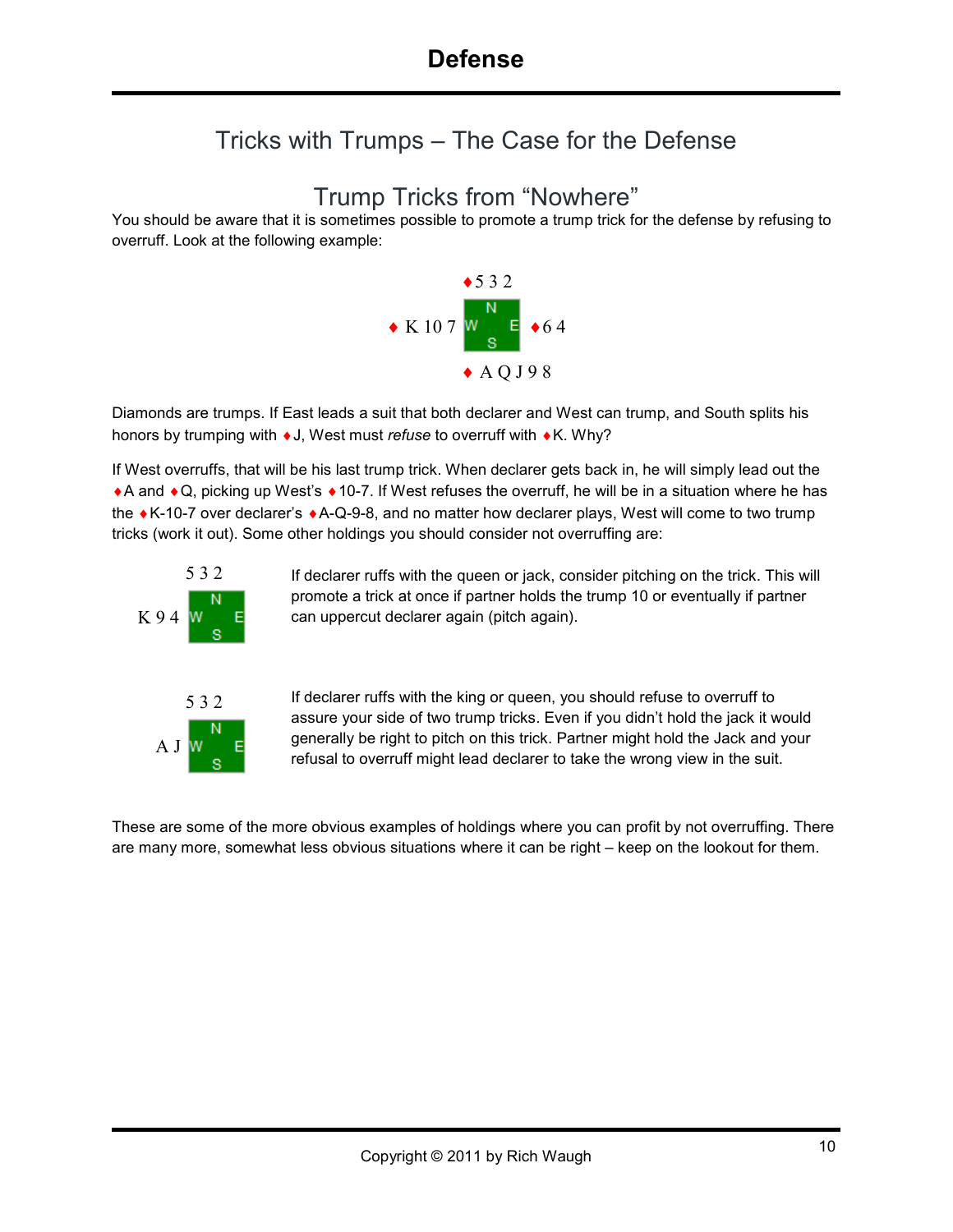# Defense

## Tricks with Trumps – The Case for the Defense

### Trump Tricks from "Nowhere"

You should be aware that it is sometimes possible to promote a trump trick for the defense by refusing to overruff. Look at the following example:

```
            ♦5 3 2
♦ K 10 7    W  N  E    ♦6 4
               S
            ♦ A Q J 9 8
```

Diamonds are trumps. If East leads a suit that both declarer and West can trump, and South splits his honors by trumping with ♦J, West must *refuse* to overruff with ♦K. Why?

If West overruffs, that will be his last trump trick. When declarer gets back in, he will simply lead out the ♦A and ♦Q, picking up West's ♦10-7. If West refuses the overruff, he will be in a situation where he has the ♦K-10-7 over declarer's ♦A-Q-9-8, and no matter how declarer plays, West will come to two trump tricks (work it out). Some other holdings you should consider not overruffing are:

```
        5 3 2
K 9 4   W  N  E
           S
```

If declarer ruffs with the queen or jack, consider pitching on the trick. This will promote a trick at once if partner holds the trump 10 or eventually if partner can uppercut declarer again (pitch again).

```
        5 3 2
A J     W  N  E
           S
```

If declarer ruffs with the king or queen, you should refuse to overruff to assure your side of two trump tricks. Even if you didn't hold the jack it would generally be right to pitch on this trick. Partner might hold the Jack and your refusal to overruff might lead declarer to take the wrong view in the suit.

These are some of the more obvious examples of holdings where you can profit by not overruffing. There are many more, somewhat less obvious situations where it can be right – keep on the lookout for them.

Copyright © 2011 by Rich Waugh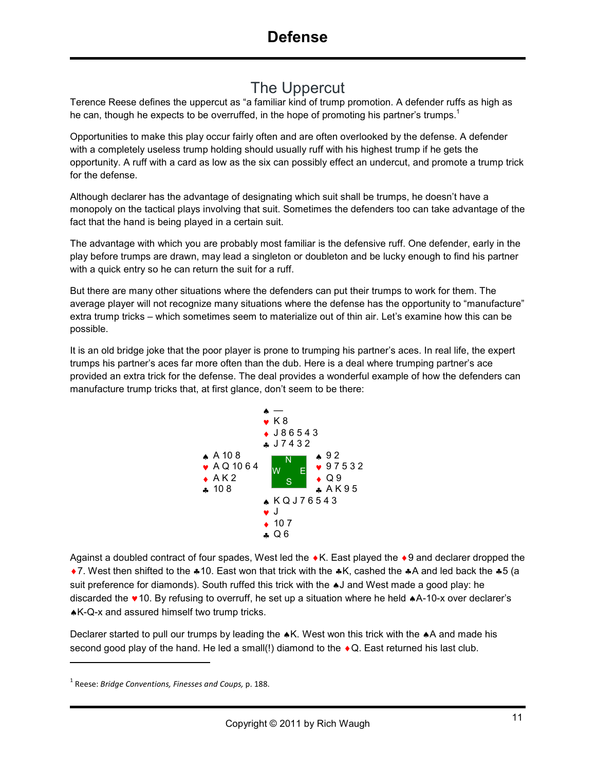# Defense

## The Uppercut

Terence Reese defines the uppercut as "a familiar kind of trump promotion. A defender ruffs as high as he can, though he expects to be overruffed, in the hope of promoting his partner's trumps.[1]

Opportunities to make this play occur fairly often and are often overlooked by the defense. A defender with a completely useless trump holding should usually ruff with his highest trump if he gets the opportunity. A ruff with a card as low as the six can possibly effect an undercut, and promote a trump trick for the defense.

Although declarer has the advantage of designating which suit shall be trumps, he doesn't have a monopoly on the tactical plays involving that suit. Sometimes the defenders too can take advantage of the fact that the hand is being played in a certain suit.

The advantage with which you are probably most familiar is the defensive ruff. One defender, early in the play before trumps are drawn, may lead a singleton or doubleton and be lucky enough to find his partner with a quick entry so he can return the suit for a ruff.

But there are many other situations where the defenders can put their trumps to work for them. The average player will not recognize many situations where the defense has the opportunity to "manufacture" extra trump tricks – which sometimes seem to materialize out of thin air. Let's examine how this can be possible.

It is an old bridge joke that the poor player is prone to trumping his partner's aces. In real life, the expert trumps his partner's aces far more often than the dub. Here is a deal where trumping partner's ace provided an extra trick for the defense. The deal provides a wonderful example of how the defenders can manufacture trump tricks that, at first glance, don't seem to be there:

```
                ♠ —
                ♥ K 8
                ♦ J 8 6 5 4 3
                ♣ J 7 4 3 2
♠ A 10 8                      ♠ 9 2
♥ A Q 10 6 4       N          ♥ 9 7 5 3 2
♦ A K 2         W     E       ♦ Q 9
♣ 10 8             S          ♣ A K 9 5
                ♠ K Q J 7 6 5 4 3
                ♥ J
                ♦ 10 7
                ♣ Q 6
```

Against a doubled contract of four spades, West led the ♦K. East played the ♦9 and declarer dropped the ♦7. West then shifted to the ♣10. East won that trick with the ♣K, cashed the ♣A and led back the ♣5 (a suit preference for diamonds). South ruffed this trick with the ♠J and West made a good play: he discarded the ♥10. By refusing to overruff, he set up a situation where he held ♠A-10-x over declarer's ♠K-Q-x and assured himself two trump tricks.

Declarer started to pull our trumps by leading the ♠K. West won this trick with the ♠A and made his second good play of the hand. He led a small(!) diamond to the ♦Q. East returned his last club.

[1] Reese: *Bridge Conventions, Finesses and Coups,* p. 188.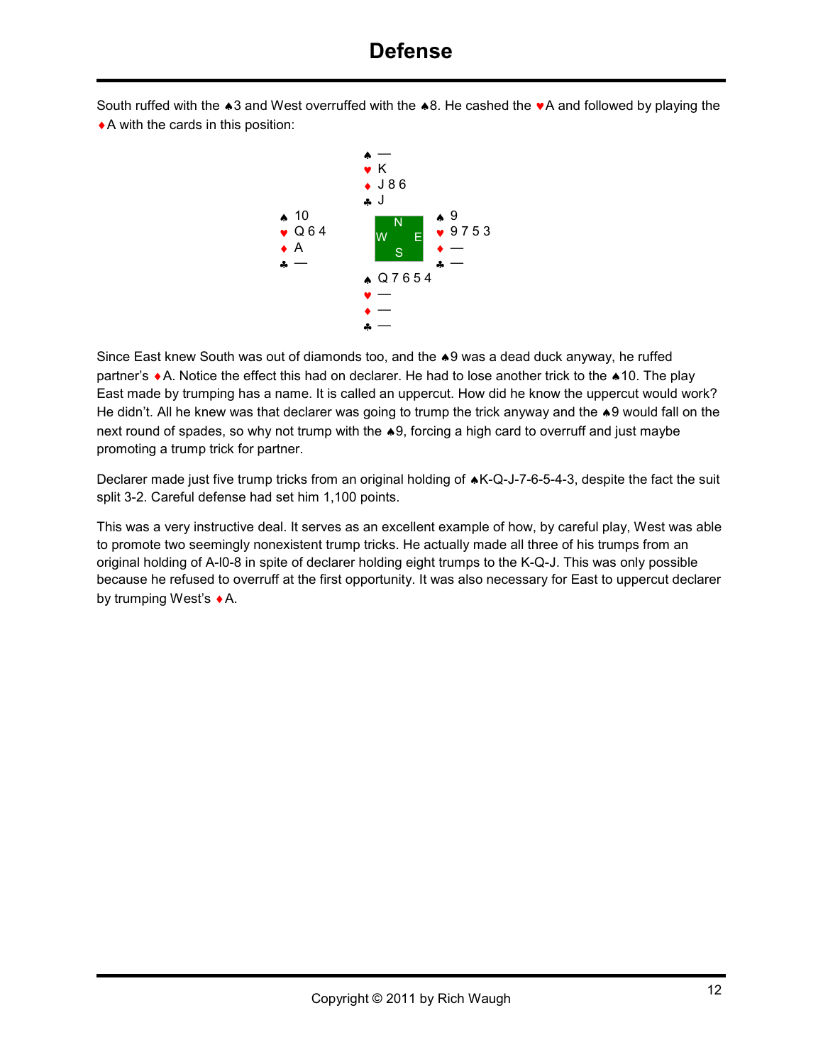# Defense

South ruffed with the ♠3 and West overruffed with the ♠8. He cashed the ♥A and followed by playing the ♦A with the cards in this position:

```
            ♠ —
            ♥ K
            ♦ J 8 6
            ♣ J
♠ 10                    ♠ 9
♥ Q 6 4       N         ♥ 9 7 5 3
♦ A         W   E       ♦ —
♣ —           S         ♣ —
            ♠ Q 7 6 5 4
            ♥ —
            ♦ —
            ♣ —
```

Since East knew South was out of diamonds too, and the ♠9 was a dead duck anyway, he ruffed partner's ♦A. Notice the effect this had on declarer. He had to lose another trick to the ♠10. The play East made by trumping has a name. It is called an uppercut. How did he know the uppercut would work? He didn't. All he knew was that declarer was going to trump the trick anyway and the ♠9 would fall on the next round of spades, so why not trump with the ♠9, forcing a high card to overruff and just maybe promoting a trump trick for partner.

Declarer made just five trump tricks from an original holding of ♠K-Q-J-7-6-5-4-3, despite the fact the suit split 3-2. Careful defense had set him 1,100 points.

This was a very instructive deal. It serves as an excellent example of how, by careful play, West was able to promote two seemingly nonexistent trump tricks. He actually made all three of his trumps from an original holding of A-l0-8 in spite of declarer holding eight trumps to the K-Q-J. This was only possible because he refused to overruff at the first opportunity. It was also necessary for East to uppercut declarer by trumping West's ♦A.

Copyright © 2011 by Rich Waugh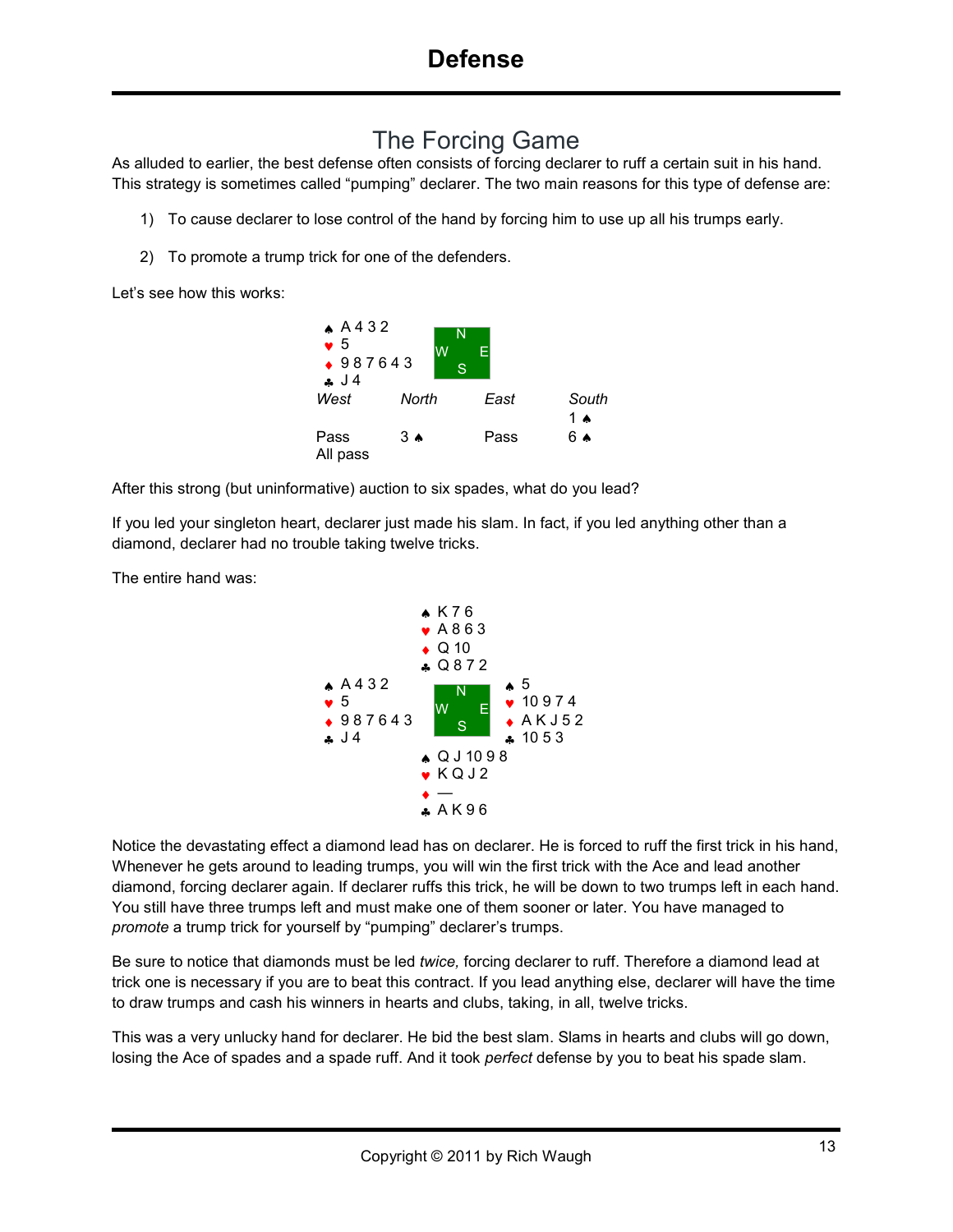# Defense

## The Forcing Game

As alluded to earlier, the best defense often consists of forcing declarer to ruff a certain suit in his hand. This strategy is sometimes called "pumping" declarer. The two main reasons for this type of defense are:

1) To cause declarer to lose control of the hand by forcing him to use up all his trumps early.

2) To promote a trump trick for one of the defenders.

Let's see how this works:

```
♠ A 4 3 2
♥ 5
♦ 9 8 7 6 4 3
♣ J 4
```

| West | North | East | South |
|---|---|---|---|
| | | | 1 ♠ |
| Pass | 3 ♠ | Pass | 6 ♠ |
| All pass | | | |

After this strong (but uninformative) auction to six spades, what do you lead?

If you led your singleton heart, declarer just made his slam. In fact, if you led anything other than a diamond, declarer had no trouble taking twelve tricks.

The entire hand was:

```
                 ♠ K 7 6
                 ♥ A 8 6 3
                 ♦ Q 10
                 ♣ Q 8 7 2
♠ A 4 3 2                      ♠ 5
♥ 5                            ♥ 10 9 7 4
♦ 9 8 7 6 4 3                  ♦ A K J 5 2
♣ J 4                          ♣ 10 5 3
                 ♠ Q J 10 9 8
                 ♥ K Q J 2
                 ♦ —
                 ♣ A K 9 6
```

Notice the devastating effect a diamond lead has on declarer. He is forced to ruff the first trick in his hand, Whenever he gets around to leading trumps, you will win the first trick with the Ace and lead another diamond, forcing declarer again. If declarer ruffs this trick, he will be down to two trumps left in each hand. You still have three trumps left and must make one of them sooner or later. You have managed to *promote* a trump trick for yourself by "pumping" declarer's trumps.

Be sure to notice that diamonds must be led *twice,* forcing declarer to ruff. Therefore a diamond lead at trick one is necessary if you are to beat this contract. If you lead anything else, declarer will have the time to draw trumps and cash his winners in hearts and clubs, taking, in all, twelve tricks.

This was a very unlucky hand for declarer. He bid the best slam. Slams in hearts and clubs will go down, losing the Ace of spades and a spade ruff. And it took *perfect* defense by you to beat his spade slam.

Copyright © 2011 by Rich Waugh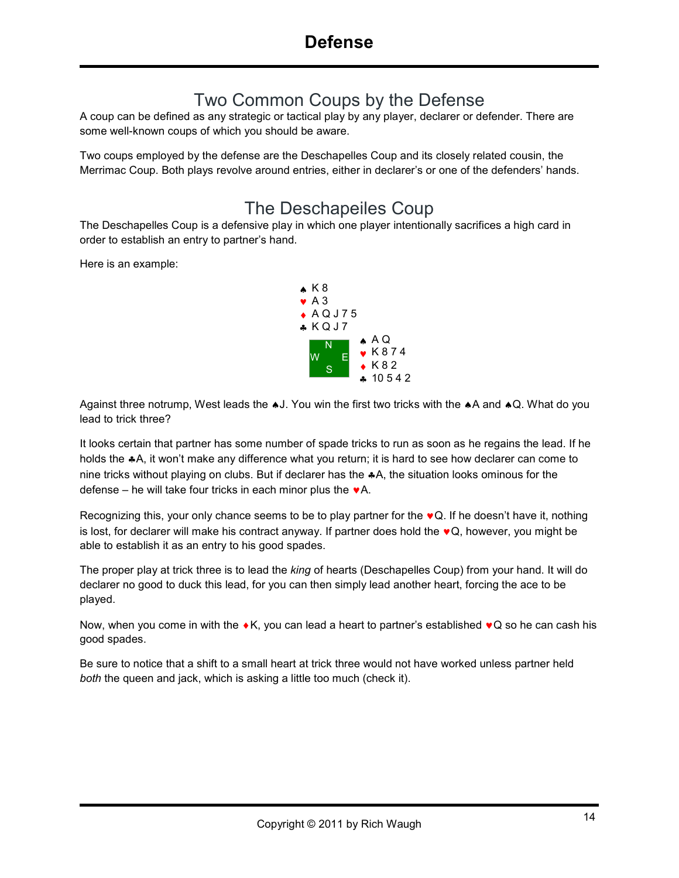# Defense

## Two Common Coups by the Defense

A coup can be defined as any strategic or tactical play by any player, declarer or defender. There are some well-known coups of which you should be aware.

Two coups employed by the defense are the Deschapelles Coup and its closely related cousin, the Merrimac Coup. Both plays revolve around entries, either in declarer's or one of the defenders' hands.

## The Deschapeiles Coup

The Deschapelles Coup is a defensive play in which one player intentionally sacrifices a high card in order to establish an entry to partner's hand.

Here is an example:

```
            ♠ K 8
            ♥ A 3
            ♦ A Q J 7 5
            ♣ K Q J 7
                N        ♠ A Q
              W   E      ♥ K 8 7 4
                S        ♦ K 8 2
                         ♣ 10 5 4 2
```

Against three notrump, West leads the ♠J. You win the first two tricks with the ♠A and ♠Q. What do you lead to trick three?

It looks certain that partner has some number of spade tricks to run as soon as he regains the lead. If he holds the ♣A, it won't make any difference what you return; it is hard to see how declarer can come to nine tricks without playing on clubs. But if declarer has the ♣A, the situation looks ominous for the defense – he will take four tricks in each minor plus the ♥A.

Recognizing this, your only chance seems to be to play partner for the ♥Q. If he doesn't have it, nothing is lost, for declarer will make his contract anyway. If partner does hold the ♥Q, however, you might be able to establish it as an entry to his good spades.

The proper play at trick three is to lead the *king* of hearts (Deschapelles Coup) from your hand. It will do declarer no good to duck this lead, for you can then simply lead another heart, forcing the ace to be played.

Now, when you come in with the ♦K, you can lead a heart to partner's established ♥Q so he can cash his good spades.

Be sure to notice that a shift to a small heart at trick three would not have worked unless partner held *both* the queen and jack, which is asking a little too much (check it).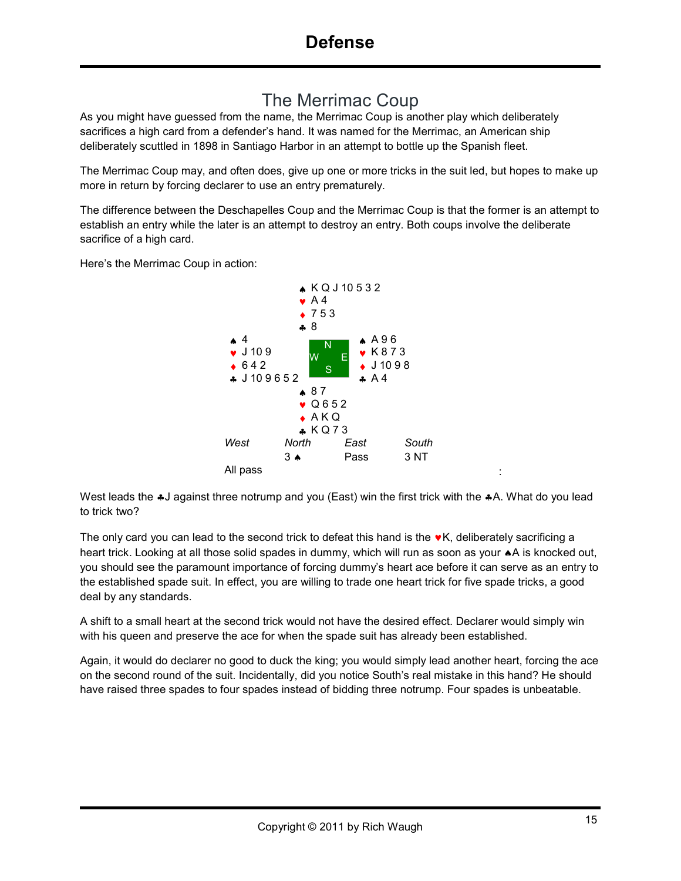# Defense

## The Merrimac Coup

As you might have guessed from the name, the Merrimac Coup is another play which deliberately sacrifices a high card from a defender's hand. It was named for the Merrimac, an American ship deliberately scuttled in 1898 in Santiago Harbor in an attempt to bottle up the Spanish fleet.

The Merrimac Coup may, and often does, give up one or more tricks in the suit led, but hopes to make up more in return by forcing declarer to use an entry prematurely.

The difference between the Deschapelles Coup and the Merrimac Coup is that the former is an attempt to establish an entry while the later is an attempt to destroy an entry. Both coups involve the deliberate sacrifice of a high card.

Here's the Merrimac Coup in action:

```
                ♠ K Q J 10 5 3 2
                ♥ A 4
                ♦ 7 5 3
                ♣ 8
♠ 4                             ♠ A 9 6
♥ J 10 9              N         ♥ K 8 7 3
♦ 6 4 2             W   E       ♦ J 10 9 8
♣ J 10 9 6 5 2        S         ♣ A 4
                ♠ 8 7
                ♥ Q 6 5 2
                ♦ A K Q
                ♣ K Q 7 3
```

| *West* | *North* | *East* | *South* |
|---|---|---|---|
| | 3 ♠ | Pass | 3 NT |
| All pass | | | |

West leads the ♣J against three notrump and you (East) win the first trick with the ♣A. What do you lead to trick two?

The only card you can lead to the second trick to defeat this hand is the ♥K, deliberately sacrificing a heart trick. Looking at all those solid spades in dummy, which will run as soon as your ♠A is knocked out, you should see the paramount importance of forcing dummy's heart ace before it can serve as an entry to the established spade suit. In effect, you are willing to trade one heart trick for five spade tricks, a good deal by any standards.

A shift to a small heart at the second trick would not have the desired effect. Declarer would simply win with his queen and preserve the ace for when the spade suit has already been established.

Again, it would do declarer no good to duck the king; you would simply lead another heart, forcing the ace on the second round of the suit. Incidentally, did you notice South's real mistake in this hand? He should have raised three spades to four spades instead of bidding three notrump. Four spades is unbeatable.

Copyright © 2011 by Rich Waugh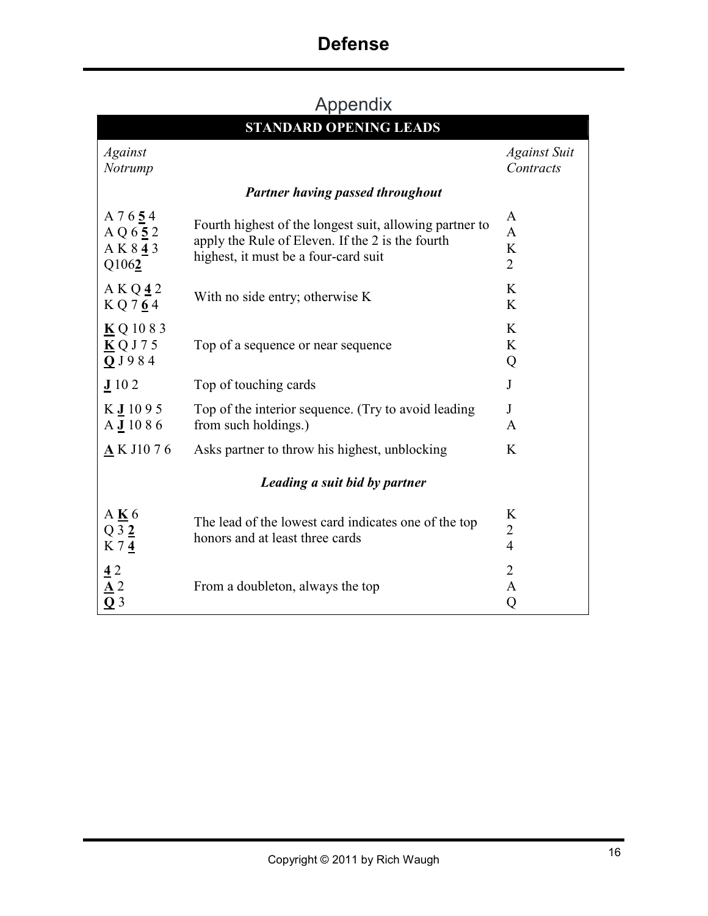## Appendix

| STANDARD OPENING LEADS | | |
|---|---|---|
| *Against Notrump* | | *Against Suit Contracts* |
| | ***Partner having passed throughout*** | |
| A 7 6 **5** 4<br>A Q 6 **5** 2<br>A K 8 **4** 3<br>Q106**2** | Fourth highest of the longest suit, allowing partner to apply the Rule of Eleven. If the 2 is the fourth highest, it must be a four-card suit | A<br>A<br>K<br>2 |
| A K Q **4** 2<br>K Q 7 **6** 4 | With no side entry; otherwise K | K<br>K |
| **K** Q 10 8 3<br>**K** Q J 7 5<br>**Q** J 9 8 4 | Top of a sequence or near sequence | K<br>K<br>Q |
| **J** 10 2 | Top of touching cards | J |
| K **J** 10 9 5<br>A **J** 10 8 6 | Top of the interior sequence. (Try to avoid leading from such holdings.) | J<br>A |
| **A** K J10 7 6 | Asks partner to throw his highest, unblocking | K |
| | ***Leading a suit bid by partner*** | |
| A **K** 6<br>Q 3 **2**<br>K 7 **4** | The lead of the lowest card indicates one of the top honors and at least three cards | K<br>2<br>4 |
| **4** 2<br>**A** 2<br>**Q** 3 | From a doubleton, always the top | 2<br>A<br>Q |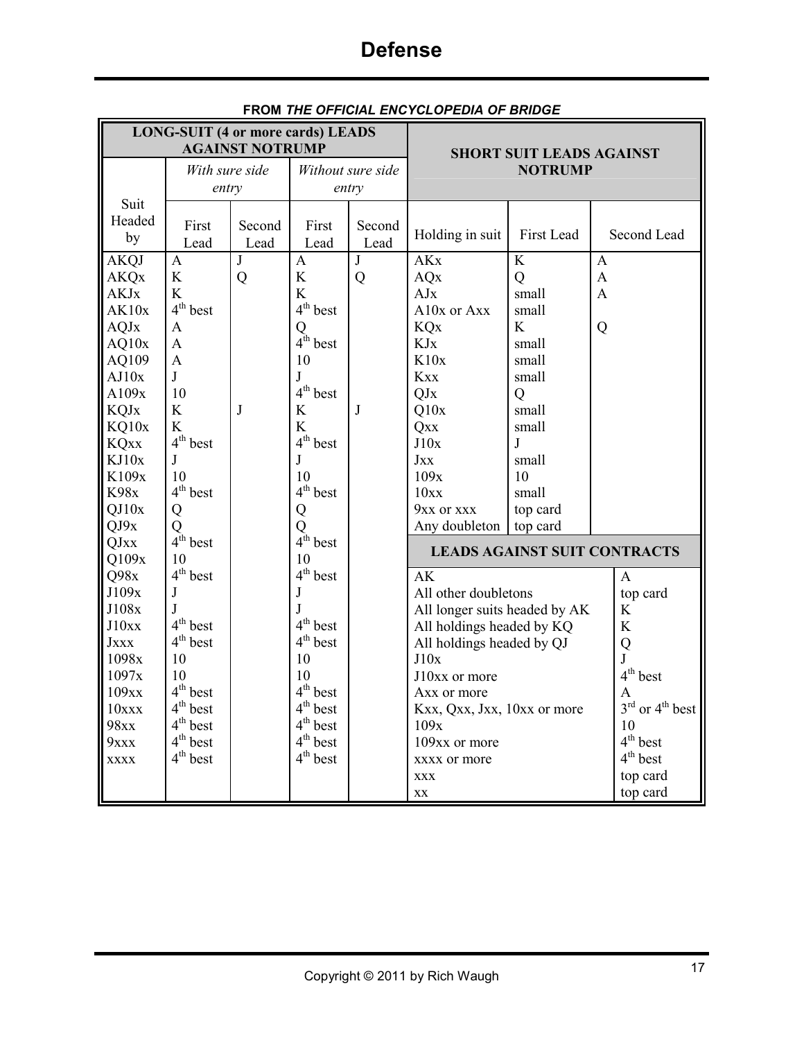# Defense

**FROM *THE OFFICIAL ENCYCLOPEDIA OF BRIDGE***

**LONG-SUIT (4 or more cards) LEADS AGAINST NOTRUMP**

| Suit Headed by | With sure side entry: First Lead | With sure side entry: Second Lead | Without sure side entry: First Lead | Without sure side entry: Second Lead |
|---|---|---|---|---|
| AKQJ | A | J | A | J |
| AKQx | K | Q | K | Q |
| AKJx | K | | K | |
| AK10x | 4th best | | 4th best | |
| AQJx | A | | Q | |
| AQ10x | A | | 4th best | |
| AQ109 | A | | 10 | |
| AJ10x | J | | J | |
| A109x | 10 | | 4th best | |
| KQJx | K | J | K | J |
| KQ10x | K | | K | |
| KQxx | 4th best | | 4th best | |
| KJ10x | J | | J | |
| K109x | 10 | | 10 | |
| K98x | 4th best | | 4th best | |
| QJ10x | Q | | Q | |
| QJ9x | Q | | Q | |
| QJxx | 4th best | | 4th best | |
| Q109x | 10 | | 10 | |
| Q98x | 4th best | | 4th best | |
| J109x | J | | J | |
| J108x | J | | J | |
| J10xx | 4th best | | 4th best | |
| Jxxx | 4th best | | 4th best | |
| 1098x | 10 | | 10 | |
| 1097x | 10 | | 10 | |
| 109xx | 4th best | | 4th best | |
| 10xxx | 4th best | | 4th best | |
| 98xx | 4th best | | 4th best | |
| 9xxx | 4th best | | 4th best | |
| xxxx | 4th best | | 4th best | |

**SHORT SUIT LEADS AGAINST NOTRUMP**

| Holding in suit | First Lead | Second Lead |
|---|---|---|
| AKx | K | A |
| AQx | Q | A |
| AJx | small | A |
| A10x or Axx | small | |
| KQx | K | Q |
| KJx | small | |
| K10x | small | |
| Kxx | small | |
| QJx | Q | |
| Q10x | small | |
| Qxx | small | |
| J10x | J | |
| Jxx | small | |
| 109x | 10 | |
| 10xx | small | |
| 9xx or xxx | top card | |
| Any doubleton | top card | |

**LEADS AGAINST SUIT CONTRACTS**

| | |
|---|---|
| AK | A |
| All other doubletons | top card |
| All longer suits headed by AK | K |
| All holdings headed by KQ | K |
| All holdings headed by QJ | Q |
| J10x | J |
| J10xx or more | 4th best |
| Axx or more | A |
| Kxx, Qxx, Jxx, 10xx or more | 3rd or 4th best |
| 109x | 10 |
| 109xx or more | 4th best |
| xxxx or more | 4th best |
| xxx | top card |
| xx | top card |

Copyright © 2011 by Rich Waugh